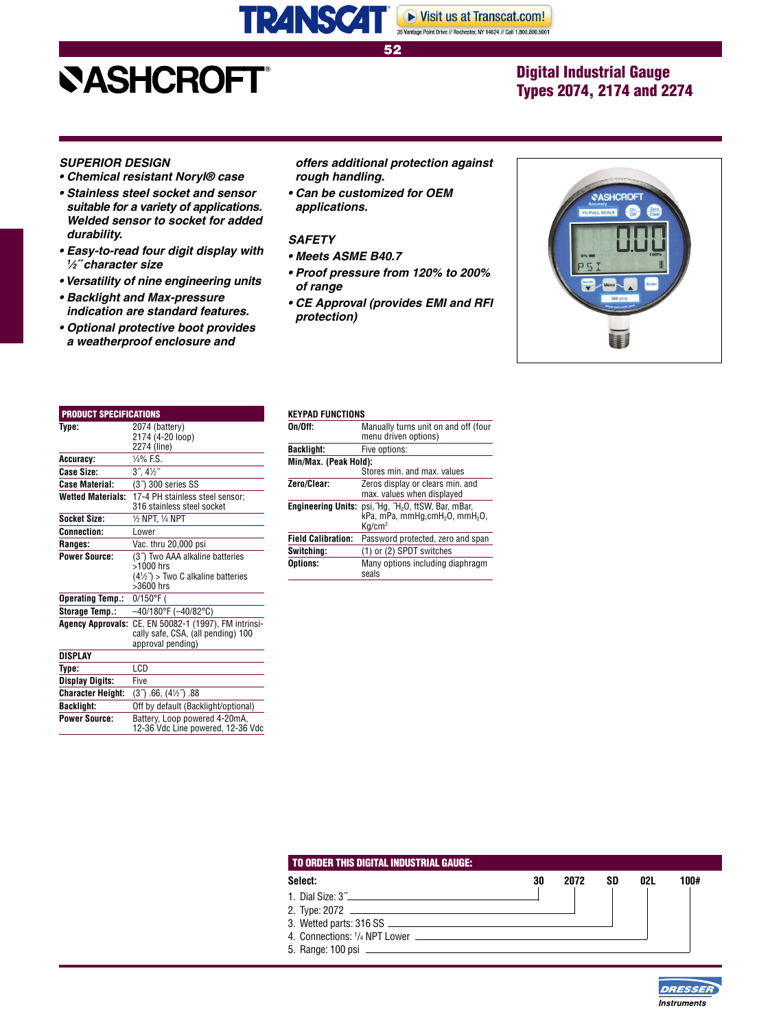# ASHCROFT

## Digital Industrial Gauge Types 2074, 2174 and 2274

### SUPERIOR DESIGN

- *Chemical resistant Noryl® case*
- *Stainless steel socket and sensor suitable for a variety of applications. Welded sensor to socket for added durability.*
- *Easy-to-read four digit display with ½″ character size*
- *Versatility of nine engineering units*
- *Backlight and Max-pressure indication are standard features.*
- *Optional protective boot provides a weatherproof enclosure and offers additional protection against rough handling.*
- *Can be customized for OEM applications.*

### SAFETY

- *Meets ASME B40.7*
- *Proof pressure from 120% to 200% of range*
- *CE Approval (provides EMI and RFI protection)*

### PRODUCT SPECIFICATIONS

| | |
|---|---|
| **Type:** | 2074 (battery)<br>2174 (4-20 loop)<br>2274 (line) |
| **Accuracy:** | ¼% F.S. |
| **Case Size:** | 3″, 4½″ |
| **Case Material:** | (3″) 300 series SS |
| **Wetted Materials:** | 17-4 PH stainless steel sensor; 316 stainless steel socket |
| **Socket Size:** | ½ NPT, ¼ NPT |
| **Connection:** | Lower |
| **Ranges:** | Vac. thru 20,000 psi |
| **Power Source:** | (3″) Two AAA alkaline batteries >1000 hrs<br>(4½″) > Two C alkaline batteries >3600 hrs |
| **Operating Temp.:** | 0/150°F ( |
| **Storage Temp.:** | –40/180°F (–40/82°C) |
| **Agency Approvals:** | CE, EN 50082-1 (1997), FM intrinsically safe, CSA, (all pending) 100 approval pending) |
| **DISPLAY** | |
| **Type:** | LCD |
| **Display Digits:** | Five |
| **Character Height:** | (3″) .66, (4½″) .88 |
| **Backlight:** | Off by default (Backlight/optional) |
| **Power Source:** | Battery, Loop powered 4-20mA, 12-36 Vdc Line powered, 12-36 Vdc |

### KEYPAD FUNCTIONS

| | |
|---|---|
| **On/Off:** | Manually turns unit on and off (four menu driven options) |
| **Backlight:** | Five options: |
| **Min/Max. (Peak Hold):** | Stores min. and max. values |
| **Zero/Clear:** | Zeros display or clears min. and max. values when displayed |
| **Engineering Units:** | psi, ″Hg, ″$H_2O$, ftSW, Bar, mBar, kPa, mPa, mmHg,cm$H_2O$, mm$H_2O$, Kg/cm$^2$ |
| **Field Calibration:** | Password protected, zero and span |
| **Switching:** | (1) or (2) SPDT switches |
| **Options:** | Many options including diaphragm seals |

### TO ORDER THIS DIGITAL INDUSTRIAL GAUGE:

| Select: | 30 | 2072 | SD | 02L | 100# |
|---|---|---|---|---|---|
| 1. Dial Size: 3″ | 30 | | | | |
| 2. Type: 2072 | | 2072 | | | |
| 3. Wetted parts: 316 SS | | | SD | | |
| 4. Connections: ¼ NPT Lower | | | | 02L | |
| 5. Range: 100 psi | | | | | 100# |

DRESSER Instruments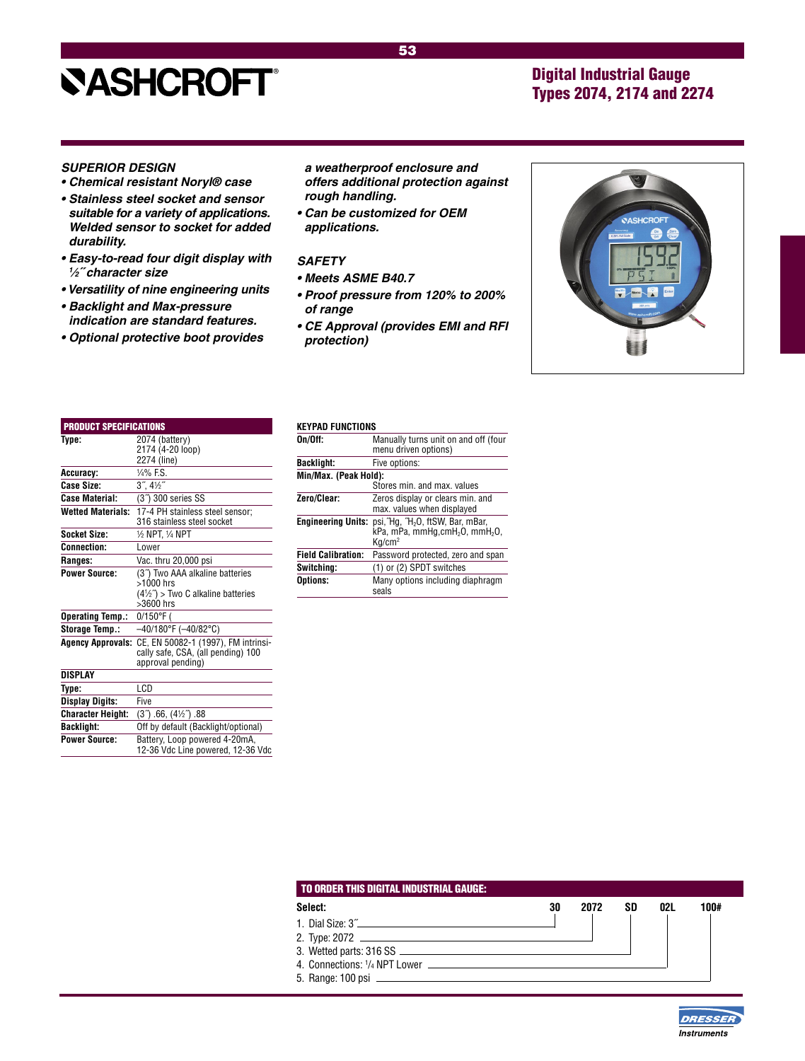# ASHCROFT®

## Digital Industrial Gauge Types 2074, 2174 and 2274

***SUPERIOR DESIGN***

- ***Chemical resistant Noryl® case***
- ***Stainless steel socket and sensor suitable for a variety of applications. Welded sensor to socket for added durability.***
- ***Easy-to-read four digit display with ½˝ character size***
- ***Versatility of nine engineering units***
- ***Backlight and Max-pressure indication are standard features.***
- ***Optional protective boot provides a weatherproof enclosure and offers additional protection against rough handling.***
- ***Can be customized for OEM applications.***

***SAFETY***

- ***Meets ASME B40.7***
- ***Proof pressure from 120% to 200% of range***
- ***CE Approval (provides EMI and RFI protection)***

| PRODUCT SPECIFICATIONS | |
|---|---|
| **Type:** | 2074 (battery)<br>2174 (4-20 loop)<br>2274 (line) |
| **Accuracy:** | ¼% F.S. |
| **Case Size:** | 3˝, 4½˝ |
| **Case Material:** | (3˝) 300 series SS |
| **Wetted Materials:** | 17-4 PH stainless steel sensor; 316 stainless steel socket |
| **Socket Size:** | ½ NPT, ¼ NPT |
| **Connection:** | Lower |
| **Ranges:** | Vac. thru 20,000 psi |
| **Power Source:** | (3˝) Two AAA alkaline batteries >1000 hrs<br>(4½˝) > Two C alkaline batteries >3600 hrs |
| **Operating Temp.:** | 0/150°F ( |
| **Storage Temp.:** | –40/180°F (–40/82°C) |
| **Agency Approvals:** | CE, EN 50082-1 (1997), FM intrinsically safe, CSA, (all pending) 100 approval pending) |
| **DISPLAY** | |
| **Type:** | LCD |
| **Display Digits:** | Five |
| **Character Height:** | (3˝) .66, (4½˝) .88 |
| **Backlight:** | Off by default (Backlight/optional) |
| **Power Source:** | Battery, Loop powered 4-20mA, 12-36 Vdc Line powered, 12-36 Vdc |

| KEYPAD FUNCTIONS | |
|---|---|
| **On/Off:** | Manually turns unit on and off (four menu driven options) |
| **Backlight:** | Five options: |
| **Min/Max. (Peak Hold):** | Stores min. and max. values |
| **Zero/Clear:** | Zeros display or clears min. and max. values when displayed |
| **Engineering Units:** | psi,˝Hg, ˝$H_2O$, ftSW, Bar, mBar, kPa, mPa, mmHg,cm$H_2O$, mm$H_2O$, Kg/cm$^2$ |
| **Field Calibration:** | Password protected, zero and span |
| **Switching:** | (1) or (2) SPDT switches |
| **Options:** | Many options including diaphragm seals |

**TO ORDER THIS DIGITAL INDUSTRIAL GAUGE:**

| Select: | 30 | 2072 | SD | 02L | 100# |
|---|---|---|---|---|---|
| 1. Dial Size: 3˝ | 30 | | | | |
| 2. Type: 2072 | | 2072 | | | |
| 3. Wetted parts: 316 SS | | | SD | | |
| 4. Connections: ¼ NPT Lower | | | | 02L | |
| 5. Range: 100 psi | | | | | 100# |

DRESSER Instruments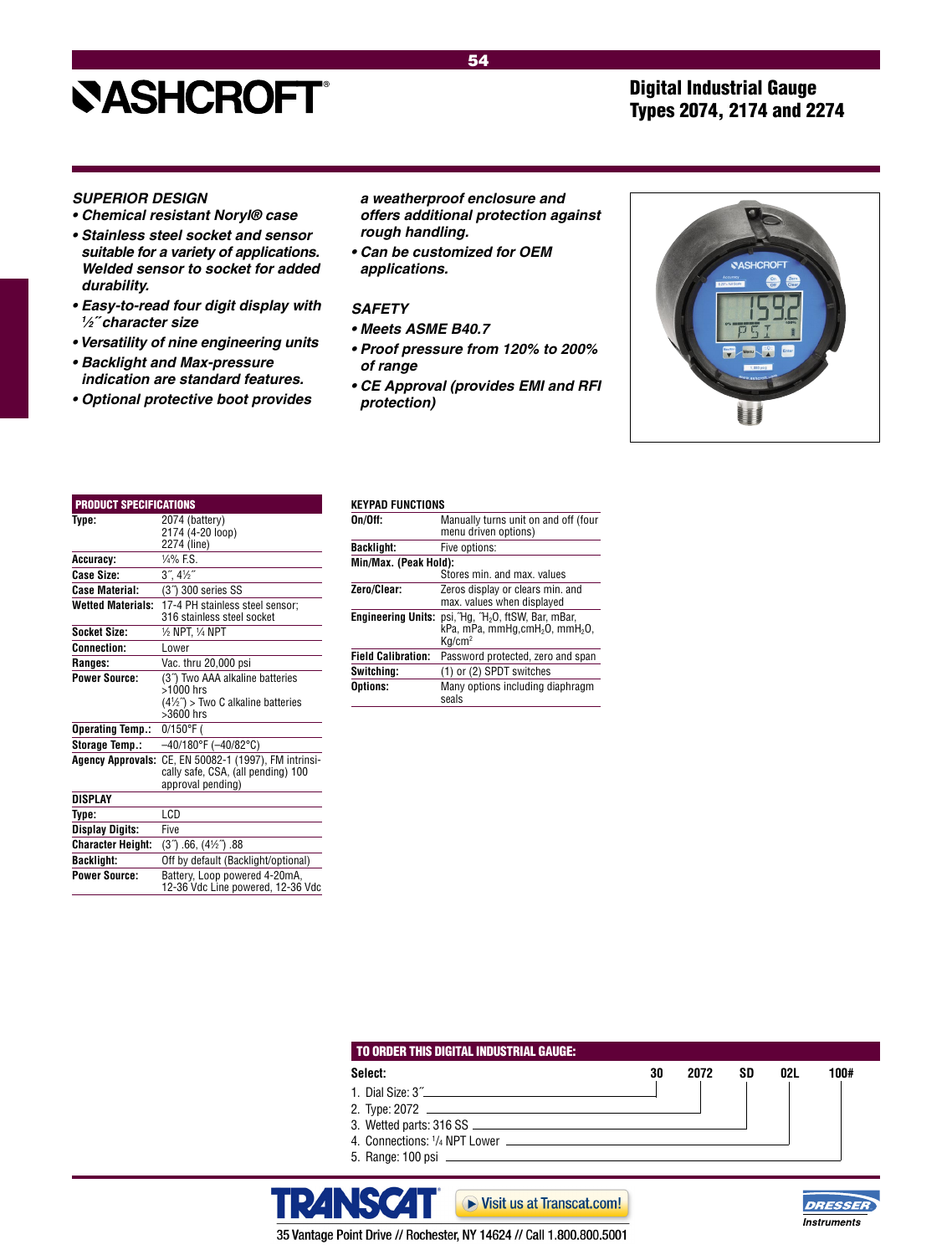# ASHCROFT®

## Digital Industrial Gauge
## Types 2074, 2174 and 2274

***SUPERIOR DESIGN***

- ***Chemical resistant Noryl® case***
- ***Stainless steel socket and sensor suitable for a variety of applications. Welded sensor to socket for added durability.***
- ***Easy-to-read four digit display with ½˝ character size***
- ***Versatility of nine engineering units***
- ***Backlight and Max-pressure indication are standard features.***
- ***Optional protective boot provides a weatherproof enclosure and offers additional protection against rough handling.***
- ***Can be customized for OEM applications.***

***SAFETY***

- ***Meets ASME B40.7***
- ***Proof pressure from 120% to 200% of range***
- ***CE Approval (provides EMI and RFI protection)***

| PRODUCT SPECIFICATIONS | |
|---|---|
| **Type:** | 2074 (battery)<br>2174 (4-20 loop)<br>2274 (line) |
| **Accuracy:** | ¼% F.S. |
| **Case Size:** | 3˝, 4½˝ |
| **Case Material:** | (3˝) 300 series SS |
| **Wetted Materials:** | 17-4 PH stainless steel sensor; 316 stainless steel socket |
| **Socket Size:** | ½ NPT, ¼ NPT |
| **Connection:** | Lower |
| **Ranges:** | Vac. thru 20,000 psi |
| **Power Source:** | (3˝) Two AAA alkaline batteries >1000 hrs<br>(4½˝) > Two C alkaline batteries >3600 hrs |
| **Operating Temp.:** | 0/150°F ( |
| **Storage Temp.:** | –40/180°F (–40/82°C) |
| **Agency Approvals:** | CE, EN 50082-1 (1997), FM intrinsically safe, CSA, (all pending) 100 approval pending) |
| **DISPLAY** | |
| **Type:** | LCD |
| **Display Digits:** | Five |
| **Character Height:** | (3˝) .66, (4½˝) .88 |
| **Backlight:** | Off by default (Backlight/optional) |
| **Power Source:** | Battery, Loop powered 4-20mA, 12-36 Vdc Line powered, 12-36 Vdc |

| KEYPAD FUNCTIONS | |
|---|---|
| **On/Off:** | Manually turns unit on and off (four menu driven options) |
| **Backlight:** | Five options: |
| **Min/Max. (Peak Hold):** | Stores min. and max. values |
| **Zero/Clear:** | Zeros display or clears min. and max. values when displayed |
| **Engineering Units:** | psi, ˝Hg, ˝$H_2O$, ftSW, Bar, mBar, kPa, mPa, mmHg, cm$H_2O$, mm$H_2O$, Kg/cm$^2$ |
| **Field Calibration:** | Password protected, zero and span |
| **Switching:** | (1) or (2) SPDT switches |
| **Options:** | Many options including diaphragm seals |

| TO ORDER THIS DIGITAL INDUSTRIAL GAUGE: | | | | | |
|---|---|---|---|---|---|
| **Select:** | **30** | **2072** | **SD** | **02L** | **100#** |
| 1. Dial Size: 3˝ | | | | | |
| 2. Type: 2072 | | | | | |
| 3. Wetted parts: 316 SS | | | | | |
| 4. Connections: ¼ NPT Lower | | | | | |
| 5. Range: 100 psi | | | | | |

TRANSCAT — Visit us at Transcat.com!

35 Vantage Point Drive // Rochester, NY 14624 // Call 1.800.800.5001

DRESSER Instruments